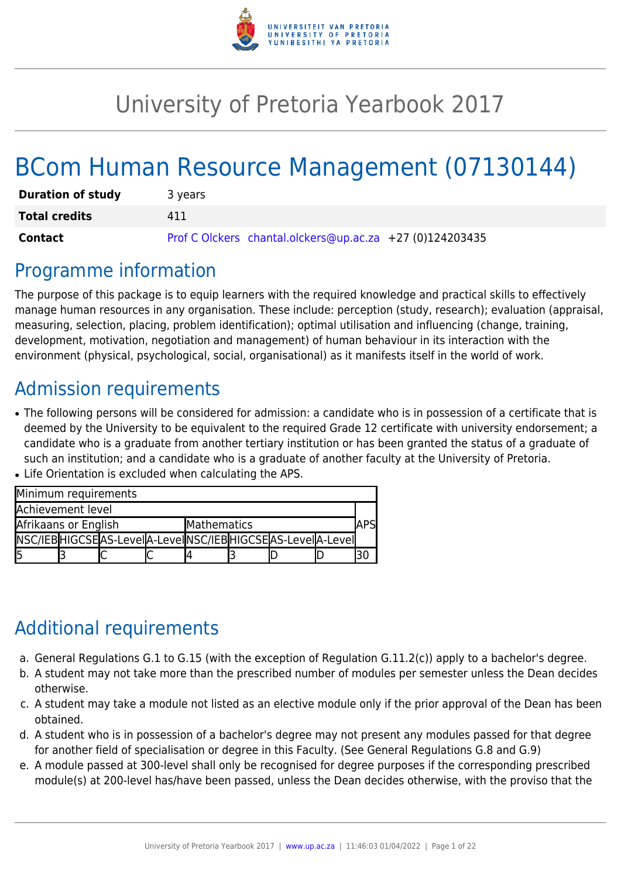# University of Pretoria Yearbook 2017

# BCom Human Resource Management (07130144)

| | |
|---|---|
| **Duration of study** | 3 years |
| **Total credits** | 411 |
| **Contact** | Prof C Olckers chantal.olckers@up.ac.za +27 (0)124203435 |

## Programme information

The purpose of this package is to equip learners with the required knowledge and practical skills to effectively manage human resources in any organisation. These include: perception (study, research); evaluation (appraisal, measuring, selection, placing, problem identification); optimal utilisation and influencing (change, training, development, motivation, negotiation and management) of human behaviour in its interaction with the environment (physical, psychological, social, organisational) as it manifests itself in the world of work.

## Admission requirements

- The following persons will be considered for admission: a candidate who is in possession of a certificate that is deemed by the University to be equivalent to the required Grade 12 certificate with university endorsement; a candidate who is a graduate from another tertiary institution or has been granted the status of a graduate of such an institution; and a candidate who is a graduate of another faculty at the University of Pretoria.
- Life Orientation is excluded when calculating the APS.

| Minimum requirements | | | | | | | | |
|---|---|---|---|---|---|---|---|---|
| Achievement level | | | | | | | | APS |
| Afrikaans or English | | | | Mathematics | | | | |
| NSC/IEB | HIGCSE | AS-Level | A-Level | NSC/IEB | HIGCSE | AS-Level | A-Level | |
| 5 | 3 | C | C | 4 | 3 | D | D | 30 |

## Additional requirements

a. General Regulations G.1 to G.15 (with the exception of Regulation G.11.2(c)) apply to a bachelor's degree.
b. A student may not take more than the prescribed number of modules per semester unless the Dean decides otherwise.
c. A student may take a module not listed as an elective module only if the prior approval of the Dean has been obtained.
d. A student who is in possession of a bachelor's degree may not present any modules passed for that degree for another field of specialisation or degree in this Faculty. (See General Regulations G.8 and G.9)
e. A module passed at 300-level shall only be recognised for degree purposes if the corresponding prescribed module(s) at 200-level has/have been passed, unless the Dean decides otherwise, with the proviso that the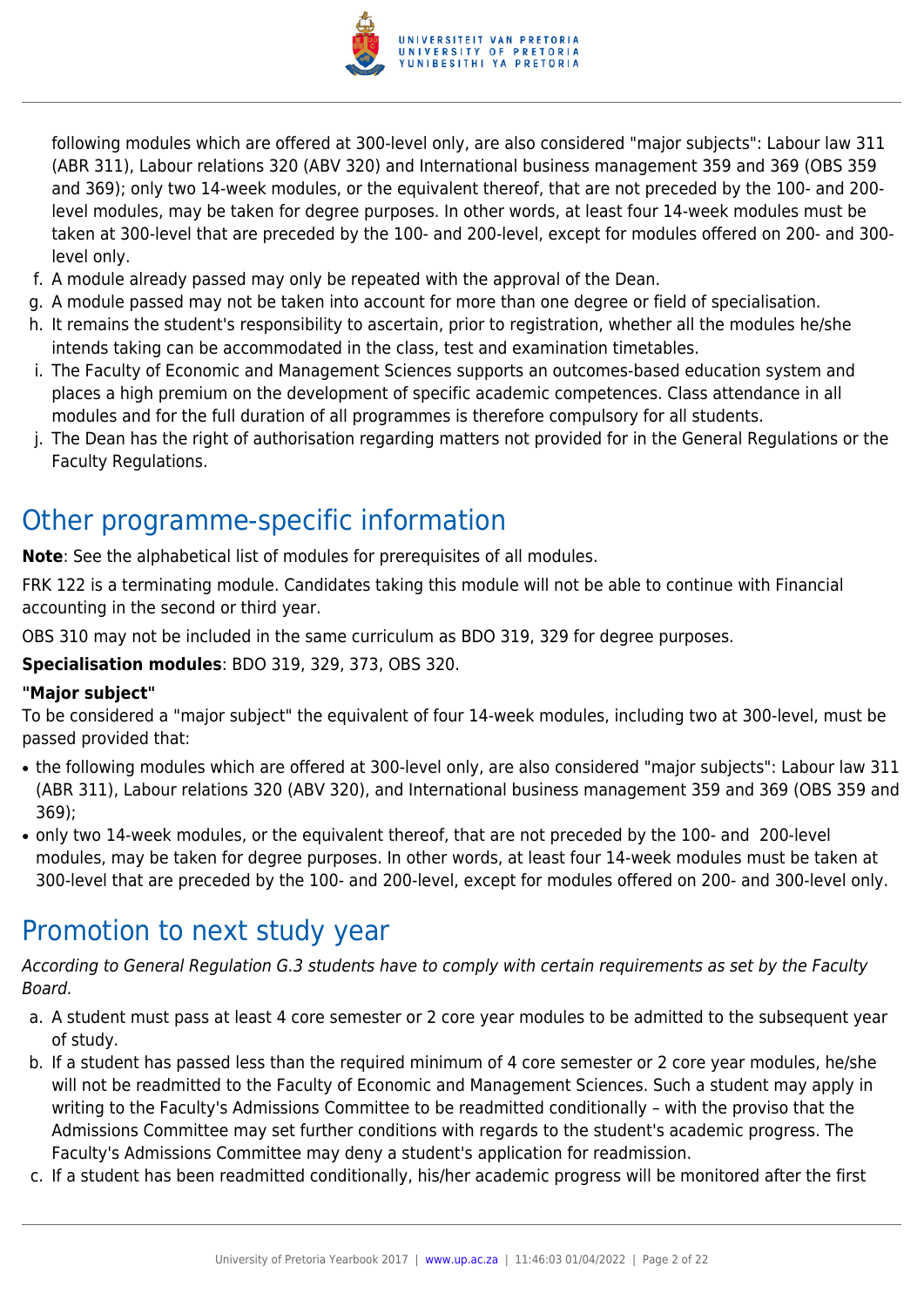following modules which are offered at 300-level only, are also considered "major subjects": Labour law 311 (ABR 311), Labour relations 320 (ABV 320) and International business management 359 and 369 (OBS 359 and 369); only two 14-week modules, or the equivalent thereof, that are not preceded by the 100- and 200-level modules, may be taken for degree purposes. In other words, at least four 14-week modules must be taken at 300-level that are preceded by the 100- and 200-level, except for modules offered on 200- and 300-level only.

f. A module already passed may only be repeated with the approval of the Dean.
g. A module passed may not be taken into account for more than one degree or field of specialisation.
h. It remains the student's responsibility to ascertain, prior to registration, whether all the modules he/she intends taking can be accommodated in the class, test and examination timetables.
i. The Faculty of Economic and Management Sciences supports an outcomes-based education system and places a high premium on the development of specific academic competences. Class attendance in all modules and for the full duration of all programmes is therefore compulsory for all students.
j. The Dean has the right of authorisation regarding matters not provided for in the General Regulations or the Faculty Regulations.

# Other programme-specific information

**Note**: See the alphabetical list of modules for prerequisites of all modules.

FRK 122 is a terminating module. Candidates taking this module will not be able to continue with Financial accounting in the second or third year.

OBS 310 may not be included in the same curriculum as BDO 319, 329 for degree purposes.

**Specialisation modules**: BDO 319, 329, 373, OBS 320.

**"Major subject"**

To be considered a "major subject" the equivalent of four 14-week modules, including two at 300-level, must be passed provided that:

- the following modules which are offered at 300-level only, are also considered "major subjects": Labour law 311 (ABR 311), Labour relations 320 (ABV 320), and International business management 359 and 369 (OBS 359 and 369);
- only two 14-week modules, or the equivalent thereof, that are not preceded by the 100- and 200-level modules, may be taken for degree purposes. In other words, at least four 14-week modules must be taken at 300-level that are preceded by the 100- and 200-level, except for modules offered on 200- and 300-level only.

# Promotion to next study year

*According to General Regulation G.3 students have to comply with certain requirements as set by the Faculty Board.*

a. A student must pass at least 4 core semester or 2 core year modules to be admitted to the subsequent year of study.
b. If a student has passed less than the required minimum of 4 core semester or 2 core year modules, he/she will not be readmitted to the Faculty of Economic and Management Sciences. Such a student may apply in writing to the Faculty's Admissions Committee to be readmitted conditionally – with the proviso that the Admissions Committee may set further conditions with regards to the student's academic progress. The Faculty's Admissions Committee may deny a student's application for readmission.
c. If a student has been readmitted conditionally, his/her academic progress will be monitored after the first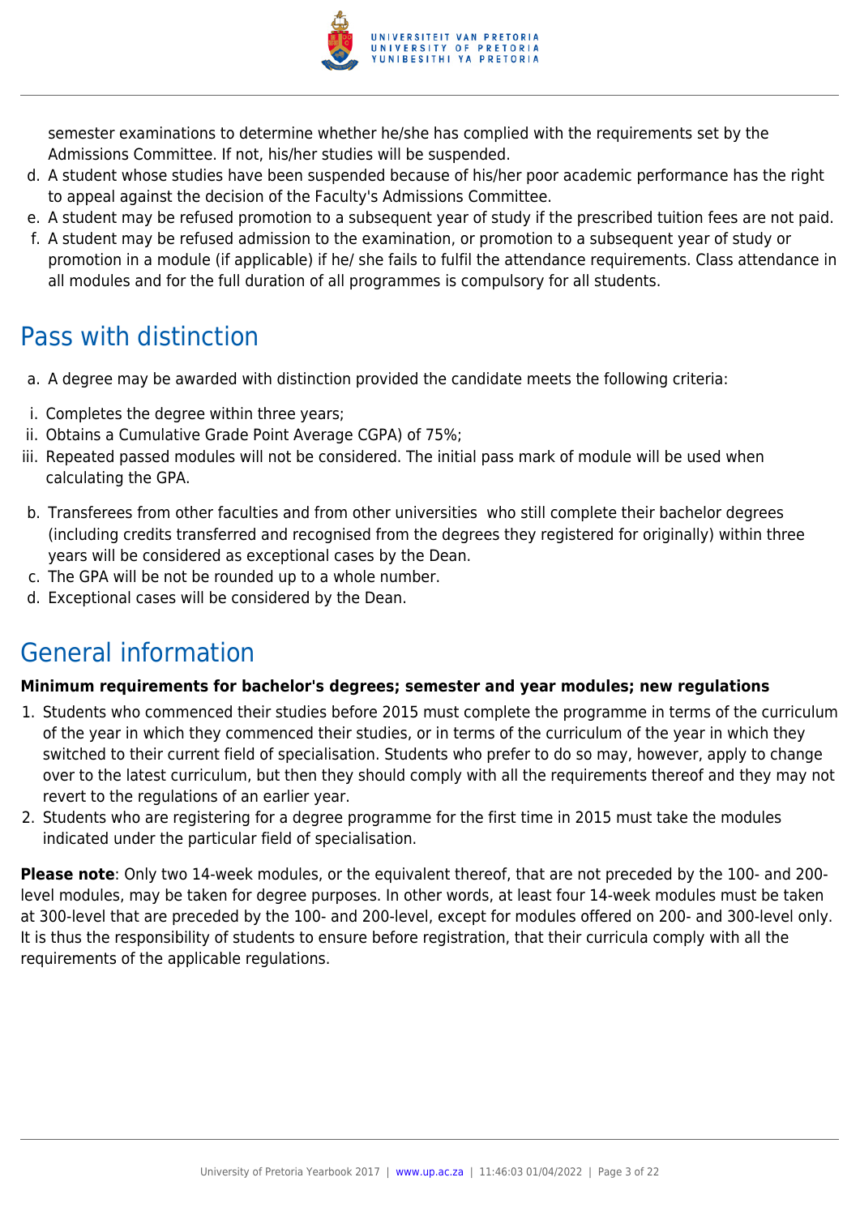semester examinations to determine whether he/she has complied with the requirements set by the Admissions Committee. If not, his/her studies will be suspended.

d. A student whose studies have been suspended because of his/her poor academic performance has the right to appeal against the decision of the Faculty's Admissions Committee.
e. A student may be refused promotion to a subsequent year of study if the prescribed tuition fees are not paid.
f. A student may be refused admission to the examination, or promotion to a subsequent year of study or promotion in a module (if applicable) if he/ she fails to fulfil the attendance requirements. Class attendance in all modules and for the full duration of all programmes is compulsory for all students.

## Pass with distinction

a. A degree may be awarded with distinction provided the candidate meets the following criteria:

i. Completes the degree within three years;
ii. Obtains a Cumulative Grade Point Average CGPA) of 75%;
iii. Repeated passed modules will not be considered. The initial pass mark of module will be used when calculating the GPA.

b. Transferees from other faculties and from other universities who still complete their bachelor degrees (including credits transferred and recognised from the degrees they registered for originally) within three years will be considered as exceptional cases by the Dean.
c. The GPA will be not be rounded up to a whole number.
d. Exceptional cases will be considered by the Dean.

## General information

**Minimum requirements for bachelor's degrees; semester and year modules; new regulations**

1. Students who commenced their studies before 2015 must complete the programme in terms of the curriculum of the year in which they commenced their studies, or in terms of the curriculum of the year in which they switched to their current field of specialisation. Students who prefer to do so may, however, apply to change over to the latest curriculum, but then they should comply with all the requirements thereof and they may not revert to the regulations of an earlier year.
2. Students who are registering for a degree programme for the first time in 2015 must take the modules indicated under the particular field of specialisation.

**Please note**: Only two 14-week modules, or the equivalent thereof, that are not preceded by the 100- and 200-level modules, may be taken for degree purposes. In other words, at least four 14-week modules must be taken at 300-level that are preceded by the 100- and 200-level, except for modules offered on 200- and 300-level only. It is thus the responsibility of students to ensure before registration, that their curricula comply with all the requirements of the applicable regulations.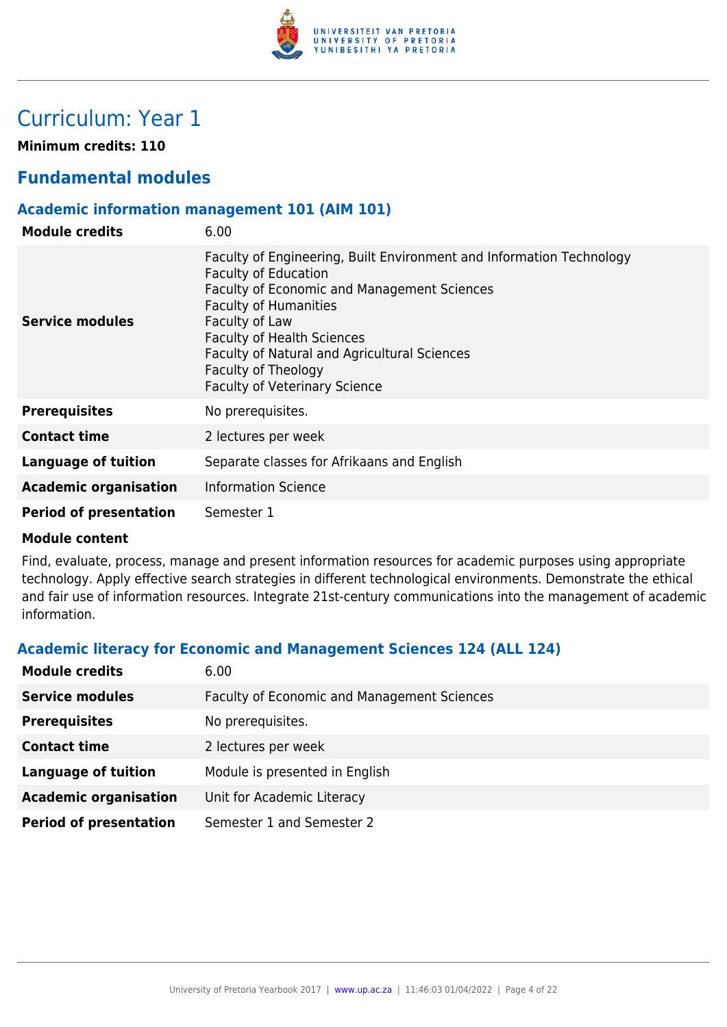# Curriculum: Year 1

**Minimum credits: 110**

## Fundamental modules

### Academic information management 101 (AIM 101)

| | |
|---|---|
| **Module credits** | 6.00 |
| **Service modules** | Faculty of Engineering, Built Environment and Information Technology<br>Faculty of Education<br>Faculty of Economic and Management Sciences<br>Faculty of Humanities<br>Faculty of Law<br>Faculty of Health Sciences<br>Faculty of Natural and Agricultural Sciences<br>Faculty of Theology<br>Faculty of Veterinary Science |
| **Prerequisites** | No prerequisites. |
| **Contact time** | 2 lectures per week |
| **Language of tuition** | Separate classes for Afrikaans and English |
| **Academic organisation** | Information Science |
| **Period of presentation** | Semester 1 |

**Module content**

Find, evaluate, process, manage and present information resources for academic purposes using appropriate technology. Apply effective search strategies in different technological environments. Demonstrate the ethical and fair use of information resources. Integrate 21st-century communications into the management of academic information.

### Academic literacy for Economic and Management Sciences 124 (ALL 124)

| | |
|---|---|
| **Module credits** | 6.00 |
| **Service modules** | Faculty of Economic and Management Sciences |
| **Prerequisites** | No prerequisites. |
| **Contact time** | 2 lectures per week |
| **Language of tuition** | Module is presented in English |
| **Academic organisation** | Unit for Academic Literacy |
| **Period of presentation** | Semester 1 and Semester 2 |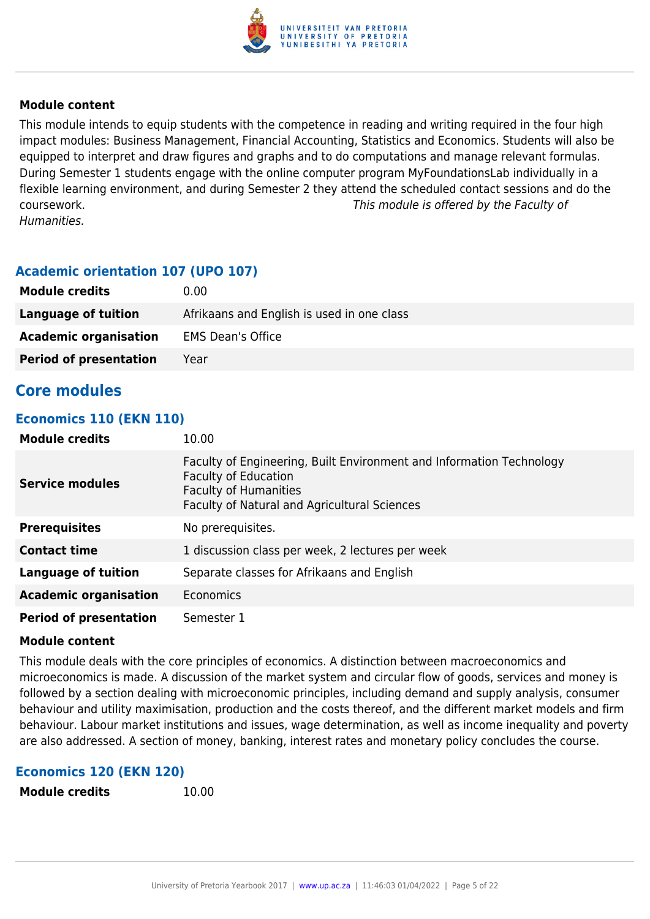**Module content**

This module intends to equip students with the competence in reading and writing required in the four high impact modules: Business Management, Financial Accounting, Statistics and Economics. Students will also be equipped to interpret and draw figures and graphs and to do computations and manage relevant formulas. During Semester 1 students engage with the online computer program MyFoundationsLab individually in a flexible learning environment, and during Semester 2 they attend the scheduled contact sessions and do the coursework. *This module is offered by the Faculty of Humanities.*

### Academic orientation 107 (UPO 107)

| | |
|---|---|
| **Module credits** | 0.00 |
| **Language of tuition** | Afrikaans and English is used in one class |
| **Academic organisation** | EMS Dean's Office |
| **Period of presentation** | Year |

## Core modules

### Economics 110 (EKN 110)

| | |
|---|---|
| **Module credits** | 10.00 |
| **Service modules** | Faculty of Engineering, Built Environment and Information Technology<br>Faculty of Education<br>Faculty of Humanities<br>Faculty of Natural and Agricultural Sciences |
| **Prerequisites** | No prerequisites. |
| **Contact time** | 1 discussion class per week, 2 lectures per week |
| **Language of tuition** | Separate classes for Afrikaans and English |
| **Academic organisation** | Economics |
| **Period of presentation** | Semester 1 |

**Module content**

This module deals with the core principles of economics. A distinction between macroeconomics and microeconomics is made. A discussion of the market system and circular flow of goods, services and money is followed by a section dealing with microeconomic principles, including demand and supply analysis, consumer behaviour and utility maximisation, production and the costs thereof, and the different market models and firm behaviour. Labour market institutions and issues, wage determination, as well as income inequality and poverty are also addressed. A section of money, banking, interest rates and monetary policy concludes the course.

### Economics 120 (EKN 120)

| | |
|---|---|
| **Module credits** | 10.00 |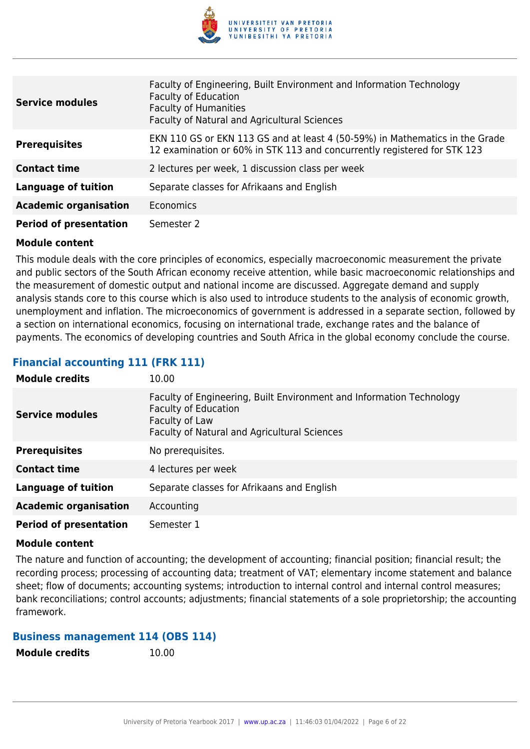| | |
|---|---|
| **Service modules** | Faculty of Engineering, Built Environment and Information Technology<br>Faculty of Education<br>Faculty of Humanities<br>Faculty of Natural and Agricultural Sciences |
| **Prerequisites** | EKN 110 GS or EKN 113 GS and at least 4 (50-59%) in Mathematics in the Grade 12 examination or 60% in STK 113 and concurrently registered for STK 123 |
| **Contact time** | 2 lectures per week, 1 discussion class per week |
| **Language of tuition** | Separate classes for Afrikaans and English |
| **Academic organisation** | Economics |
| **Period of presentation** | Semester 2 |

**Module content**

This module deals with the core principles of economics, especially macroeconomic measurement the private and public sectors of the South African economy receive attention, while basic macroeconomic relationships and the measurement of domestic output and national income are discussed. Aggregate demand and supply analysis stands core to this course which is also used to introduce students to the analysis of economic growth, unemployment and inflation. The microeconomics of government is addressed in a separate section, followed by a section on international economics, focusing on international trade, exchange rates and the balance of payments. The economics of developing countries and South Africa in the global economy conclude the course.

### Financial accounting 111 (FRK 111)

| | |
|---|---|
| **Module credits** | 10.00 |
| **Service modules** | Faculty of Engineering, Built Environment and Information Technology<br>Faculty of Education<br>Faculty of Law<br>Faculty of Natural and Agricultural Sciences |
| **Prerequisites** | No prerequisites. |
| **Contact time** | 4 lectures per week |
| **Language of tuition** | Separate classes for Afrikaans and English |
| **Academic organisation** | Accounting |
| **Period of presentation** | Semester 1 |

**Module content**

The nature and function of accounting; the development of accounting; financial position; financial result; the recording process; processing of accounting data; treatment of VAT; elementary income statement and balance sheet; flow of documents; accounting systems; introduction to internal control and internal control measures; bank reconciliations; control accounts; adjustments; financial statements of a sole proprietorship; the accounting framework.

### Business management 114 (OBS 114)

| | |
|---|---|
| **Module credits** | 10.00 |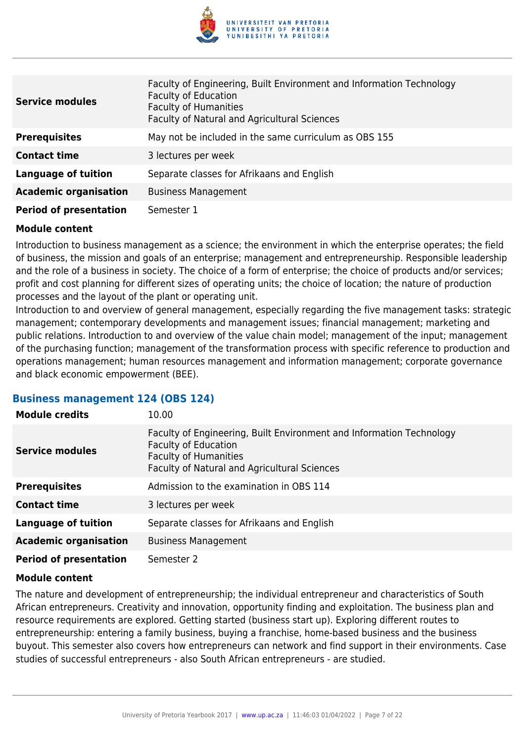| | |
|---|---|
| **Service modules** | Faculty of Engineering, Built Environment and Information Technology<br>Faculty of Education<br>Faculty of Humanities<br>Faculty of Natural and Agricultural Sciences |
| **Prerequisites** | May not be included in the same curriculum as OBS 155 |
| **Contact time** | 3 lectures per week |
| **Language of tuition** | Separate classes for Afrikaans and English |
| **Academic organisation** | Business Management |
| **Period of presentation** | Semester 1 |

**Module content**

Introduction to business management as a science; the environment in which the enterprise operates; the field of business, the mission and goals of an enterprise; management and entrepreneurship. Responsible leadership and the role of a business in society. The choice of a form of enterprise; the choice of products and/or services; profit and cost planning for different sizes of operating units; the choice of location; the nature of production processes and the layout of the plant or operating unit.

Introduction to and overview of general management, especially regarding the five management tasks: strategic management; contemporary developments and management issues; financial management; marketing and public relations. Introduction to and overview of the value chain model; management of the input; management of the purchasing function; management of the transformation process with specific reference to production and operations management; human resources management and information management; corporate governance and black economic empowerment (BEE).

### Business management 124 (OBS 124)

| | |
|---|---|
| **Module credits** | 10.00 |
| **Service modules** | Faculty of Engineering, Built Environment and Information Technology<br>Faculty of Education<br>Faculty of Humanities<br>Faculty of Natural and Agricultural Sciences |
| **Prerequisites** | Admission to the examination in OBS 114 |
| **Contact time** | 3 lectures per week |
| **Language of tuition** | Separate classes for Afrikaans and English |
| **Academic organisation** | Business Management |
| **Period of presentation** | Semester 2 |

**Module content**

The nature and development of entrepreneurship; the individual entrepreneur and characteristics of South African entrepreneurs. Creativity and innovation, opportunity finding and exploitation. The business plan and resource requirements are explored. Getting started (business start up). Exploring different routes to entrepreneurship: entering a family business, buying a franchise, home-based business and the business buyout. This semester also covers how entrepreneurs can network and find support in their environments. Case studies of successful entrepreneurs - also South African entrepreneurs - are studied.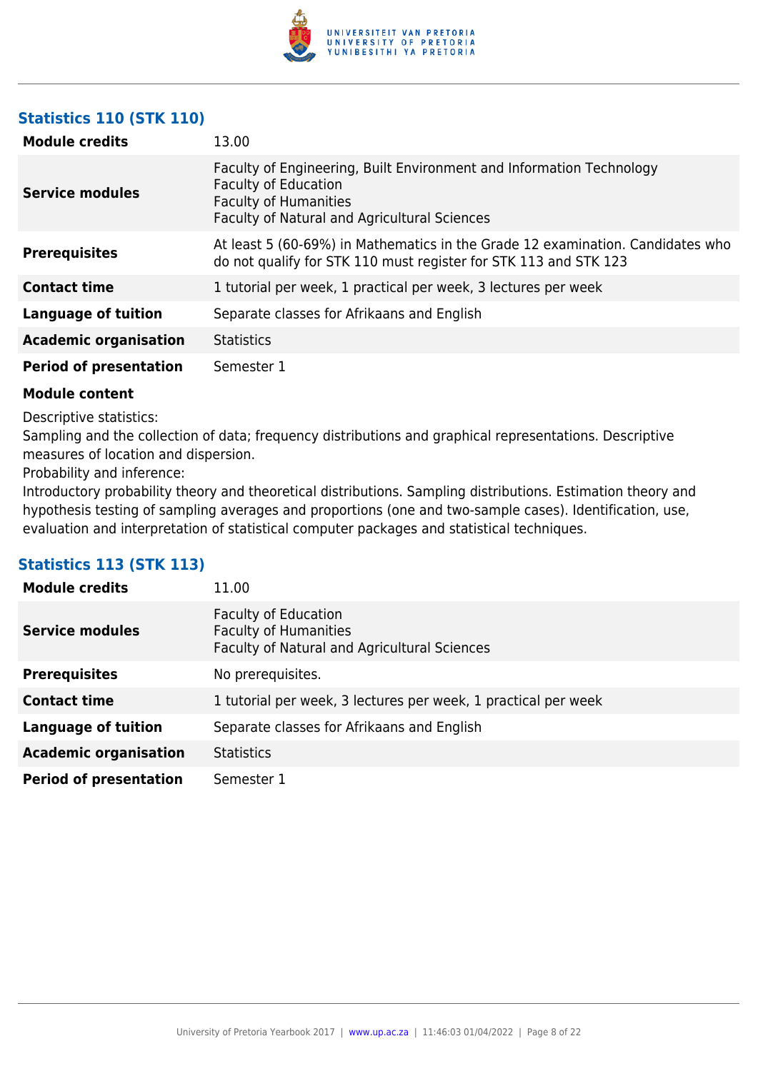### Statistics 110 (STK 110)

| | |
|---|---|
| **Module credits** | 13.00 |
| **Service modules** | Faculty of Engineering, Built Environment and Information Technology<br>Faculty of Education<br>Faculty of Humanities<br>Faculty of Natural and Agricultural Sciences |
| **Prerequisites** | At least 5 (60-69%) in Mathematics in the Grade 12 examination. Candidates who do not qualify for STK 110 must register for STK 113 and STK 123 |
| **Contact time** | 1 tutorial per week, 1 practical per week, 3 lectures per week |
| **Language of tuition** | Separate classes for Afrikaans and English |
| **Academic organisation** | Statistics |
| **Period of presentation** | Semester 1 |

**Module content**

Descriptive statistics:
Sampling and the collection of data; frequency distributions and graphical representations. Descriptive measures of location and dispersion.
Probability and inference:
Introductory probability theory and theoretical distributions. Sampling distributions. Estimation theory and hypothesis testing of sampling averages and proportions (one and two-sample cases). Identification, use, evaluation and interpretation of statistical computer packages and statistical techniques.

### Statistics 113 (STK 113)

| | |
|---|---|
| **Module credits** | 11.00 |
| **Service modules** | Faculty of Education<br>Faculty of Humanities<br>Faculty of Natural and Agricultural Sciences |
| **Prerequisites** | No prerequisites. |
| **Contact time** | 1 tutorial per week, 3 lectures per week, 1 practical per week |
| **Language of tuition** | Separate classes for Afrikaans and English |
| **Academic organisation** | Statistics |
| **Period of presentation** | Semester 1 |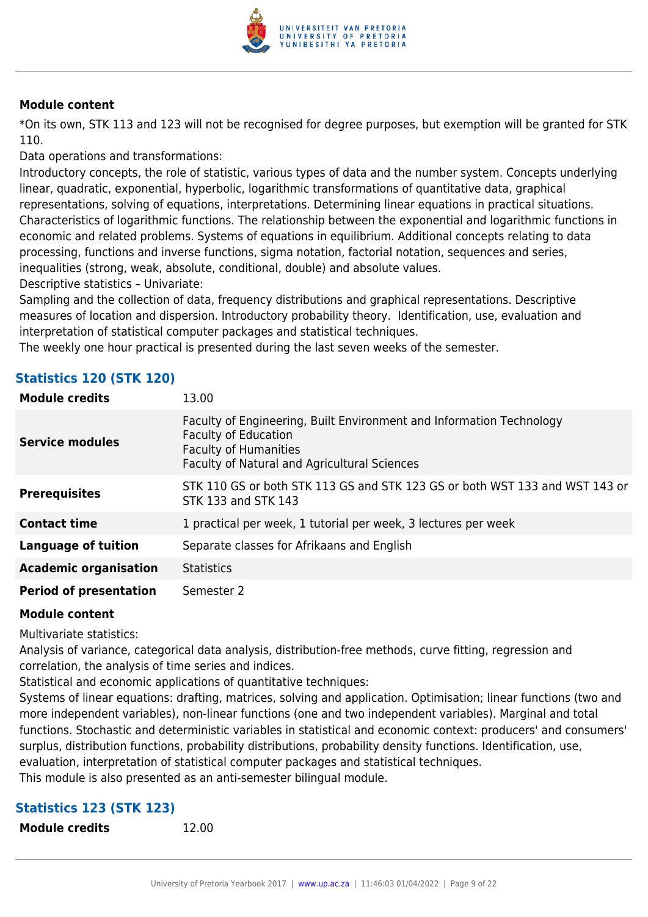**Module content**

*On its own, STK 113 and 123 will not be recognised for degree purposes, but exemption will be granted for STK 110.

Data operations and transformations:

Introductory concepts, the role of statistic, various types of data and the number system. Concepts underlying linear, quadratic, exponential, hyperbolic, logarithmic transformations of quantitative data, graphical representations, solving of equations, interpretations. Determining linear equations in practical situations. Characteristics of logarithmic functions. The relationship between the exponential and logarithmic functions in economic and related problems. Systems of equations in equilibrium. Additional concepts relating to data processing, functions and inverse functions, sigma notation, factorial notation, sequences and series, inequalities (strong, weak, absolute, conditional, double) and absolute values.

Descriptive statistics – Univariate:

Sampling and the collection of data, frequency distributions and graphical representations. Descriptive measures of location and dispersion. Introductory probability theory. Identification, use, evaluation and interpretation of statistical computer packages and statistical techniques.

The weekly one hour practical is presented during the last seven weeks of the semester.

## Statistics 120 (STK 120)

| | |
|---|---|
| **Module credits** | 13.00 |
| **Service modules** | Faculty of Engineering, Built Environment and Information Technology<br>Faculty of Education<br>Faculty of Humanities<br>Faculty of Natural and Agricultural Sciences |
| **Prerequisites** | STK 110 GS or both STK 113 GS and STK 123 GS or both WST 133 and WST 143 or STK 133 and STK 143 |
| **Contact time** | 1 practical per week, 1 tutorial per week, 3 lectures per week |
| **Language of tuition** | Separate classes for Afrikaans and English |
| **Academic organisation** | Statistics |
| **Period of presentation** | Semester 2 |

**Module content**

Multivariate statistics:

Analysis of variance, categorical data analysis, distribution-free methods, curve fitting, regression and correlation, the analysis of time series and indices.

Statistical and economic applications of quantitative techniques:

Systems of linear equations: drafting, matrices, solving and application. Optimisation; linear functions (two and more independent variables), non-linear functions (one and two independent variables). Marginal and total functions. Stochastic and deterministic variables in statistical and economic context: producers' and consumers' surplus, distribution functions, probability distributions, probability density functions. Identification, use, evaluation, interpretation of statistical computer packages and statistical techniques.

This module is also presented as an anti-semester bilingual module.

## Statistics 123 (STK 123)

| | |
|---|---|
| **Module credits** | 12.00 |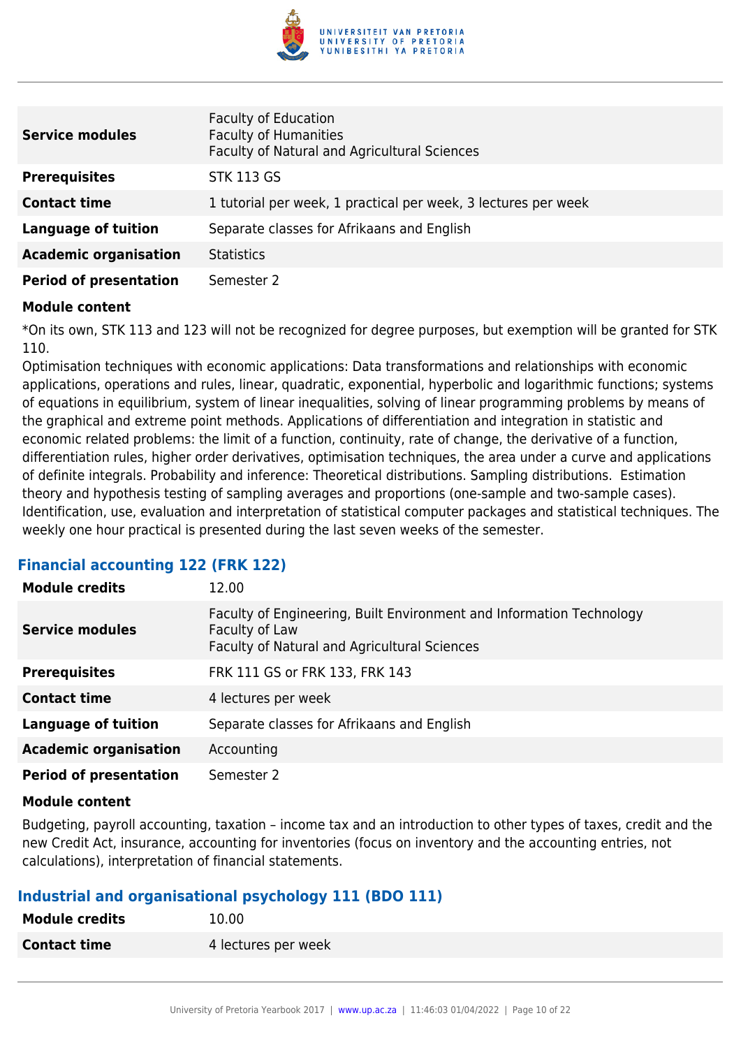| | |
|---|---|
| **Service modules** | Faculty of Education<br>Faculty of Humanities<br>Faculty of Natural and Agricultural Sciences |
| **Prerequisites** | STK 113 GS |
| **Contact time** | 1 tutorial per week, 1 practical per week, 3 lectures per week |
| **Language of tuition** | Separate classes for Afrikaans and English |
| **Academic organisation** | Statistics |
| **Period of presentation** | Semester 2 |

**Module content**

*On its own, STK 113 and 123 will not be recognized for degree purposes, but exemption will be granted for STK 110.
Optimisation techniques with economic applications: Data transformations and relationships with economic applications, operations and rules, linear, quadratic, exponential, hyperbolic and logarithmic functions; systems of equations in equilibrium, system of linear inequalities, solving of linear programming problems by means of the graphical and extreme point methods. Applications of differentiation and integration in statistic and economic related problems: the limit of a function, continuity, rate of change, the derivative of a function, differentiation rules, higher order derivatives, optimisation techniques, the area under a curve and applications of definite integrals. Probability and inference: Theoretical distributions. Sampling distributions. Estimation theory and hypothesis testing of sampling averages and proportions (one-sample and two-sample cases). Identification, use, evaluation and interpretation of statistical computer packages and statistical techniques. The weekly one hour practical is presented during the last seven weeks of the semester.

### Financial accounting 122 (FRK 122)

| | |
|---|---|
| **Module credits** | 12.00 |
| **Service modules** | Faculty of Engineering, Built Environment and Information Technology<br>Faculty of Law<br>Faculty of Natural and Agricultural Sciences |
| **Prerequisites** | FRK 111 GS or FRK 133, FRK 143 |
| **Contact time** | 4 lectures per week |
| **Language of tuition** | Separate classes for Afrikaans and English |
| **Academic organisation** | Accounting |
| **Period of presentation** | Semester 2 |

**Module content**

Budgeting, payroll accounting, taxation – income tax and an introduction to other types of taxes, credit and the new Credit Act, insurance, accounting for inventories (focus on inventory and the accounting entries, not calculations), interpretation of financial statements.

### Industrial and organisational psychology 111 (BDO 111)

| | |
|---|---|
| **Module credits** | 10.00 |
| **Contact time** | 4 lectures per week |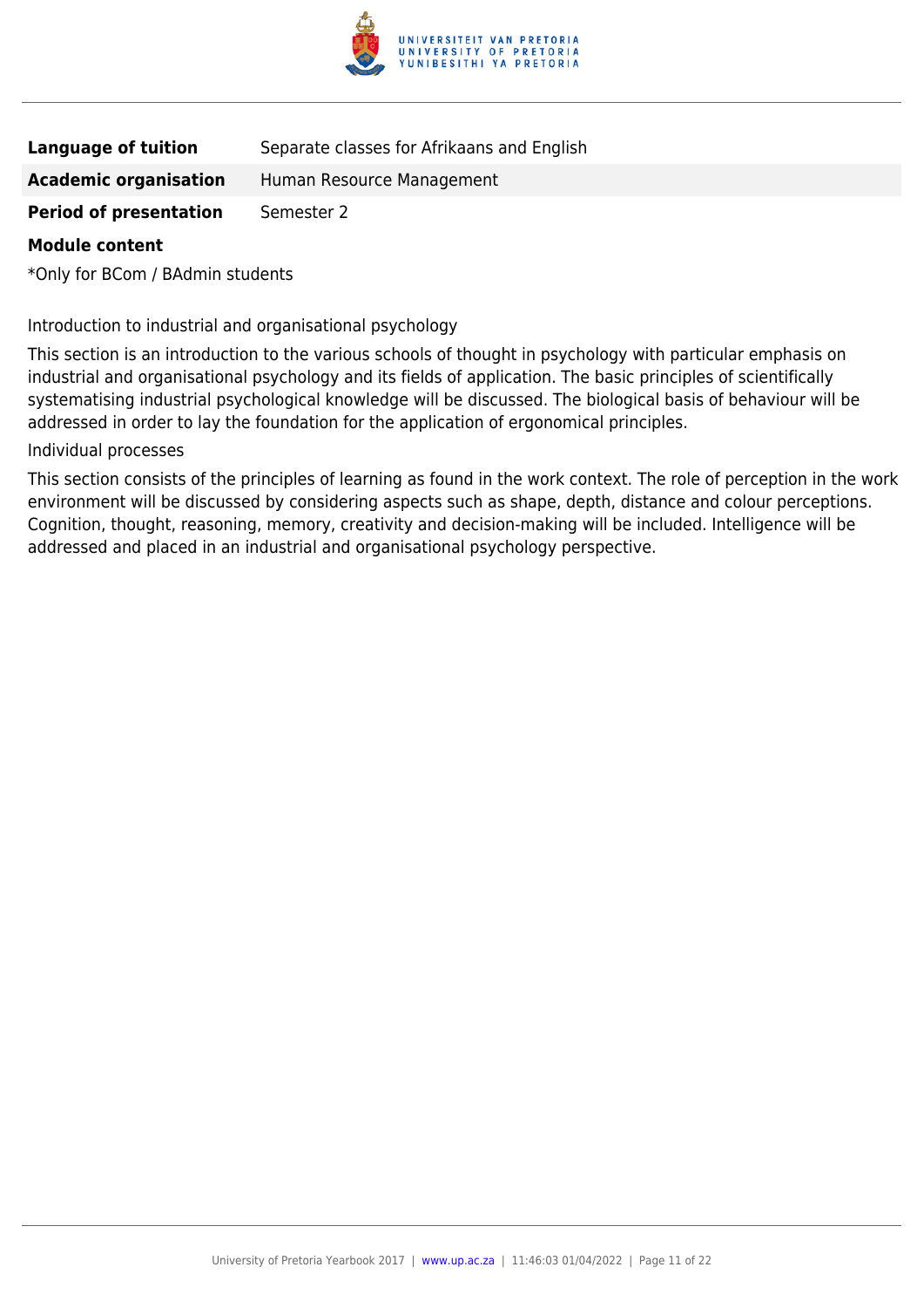| | |
|---|---|
| **Language of tuition** | Separate classes for Afrikaans and English |
| **Academic organisation** | Human Resource Management |
| **Period of presentation** | Semester 2 |

**Module content**

*Only for BCom / BAdmin students

Introduction to industrial and organisational psychology

This section is an introduction to the various schools of thought in psychology with particular emphasis on industrial and organisational psychology and its fields of application. The basic principles of scientifically systematising industrial psychological knowledge will be discussed. The biological basis of behaviour will be addressed in order to lay the foundation for the application of ergonomical principles.

Individual processes

This section consists of the principles of learning as found in the work context. The role of perception in the work environment will be discussed by considering aspects such as shape, depth, distance and colour perceptions. Cognition, thought, reasoning, memory, creativity and decision-making will be included. Intelligence will be addressed and placed in an industrial and organisational psychology perspective.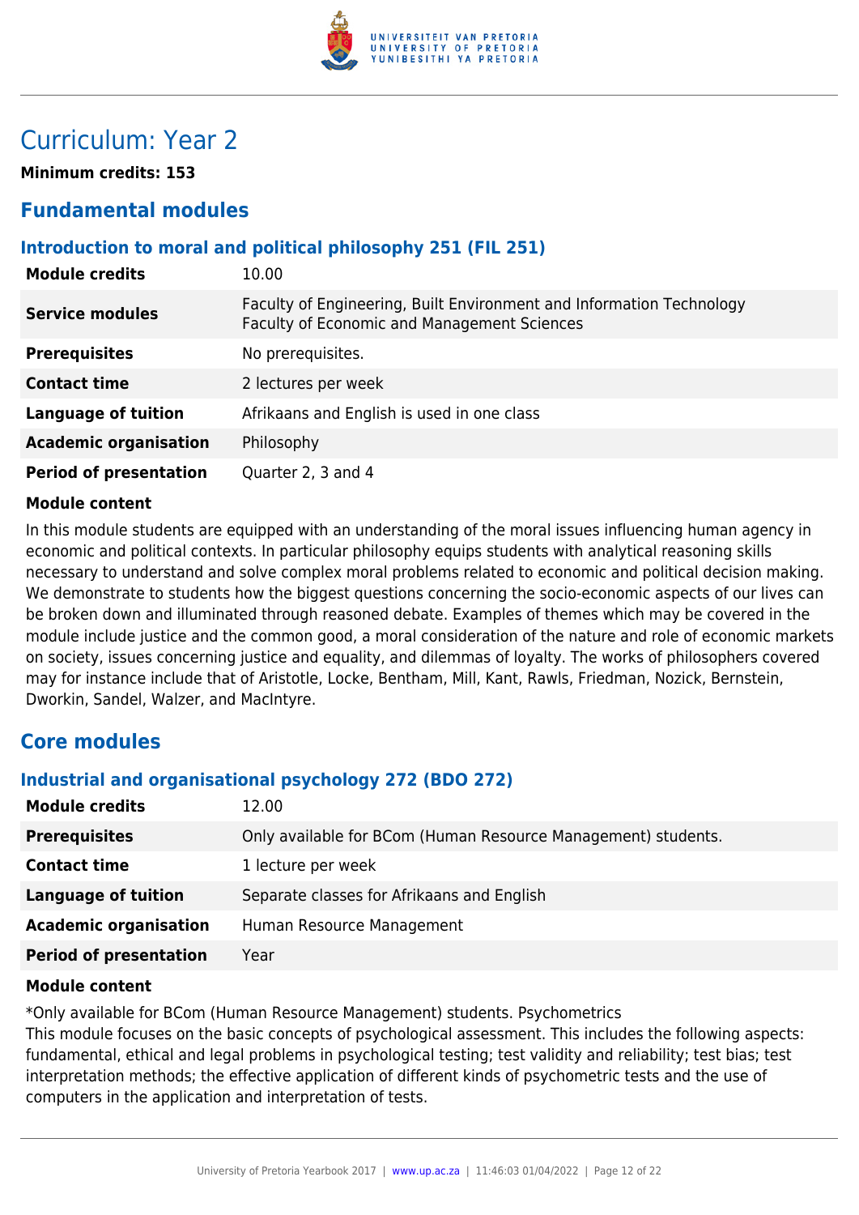# Curriculum: Year 2

**Minimum credits: 153**

## Fundamental modules

### Introduction to moral and political philosophy 251 (FIL 251)

| | |
|---|---|
| **Module credits** | 10.00 |
| **Service modules** | Faculty of Engineering, Built Environment and Information Technology<br>Faculty of Economic and Management Sciences |
| **Prerequisites** | No prerequisites. |
| **Contact time** | 2 lectures per week |
| **Language of tuition** | Afrikaans and English is used in one class |
| **Academic organisation** | Philosophy |
| **Period of presentation** | Quarter 2, 3 and 4 |

**Module content**

In this module students are equipped with an understanding of the moral issues influencing human agency in economic and political contexts. In particular philosophy equips students with analytical reasoning skills necessary to understand and solve complex moral problems related to economic and political decision making. We demonstrate to students how the biggest questions concerning the socio-economic aspects of our lives can be broken down and illuminated through reasoned debate. Examples of themes which may be covered in the module include justice and the common good, a moral consideration of the nature and role of economic markets on society, issues concerning justice and equality, and dilemmas of loyalty. The works of philosophers covered may for instance include that of Aristotle, Locke, Bentham, Mill, Kant, Rawls, Friedman, Nozick, Bernstein, Dworkin, Sandel, Walzer, and MacIntyre.

## Core modules

### Industrial and organisational psychology 272 (BDO 272)

| | |
|---|---|
| **Module credits** | 12.00 |
| **Prerequisites** | Only available for BCom (Human Resource Management) students. |
| **Contact time** | 1 lecture per week |
| **Language of tuition** | Separate classes for Afrikaans and English |
| **Academic organisation** | Human Resource Management |
| **Period of presentation** | Year |

**Module content**

*Only available for BCom (Human Resource Management) students. Psychometrics
This module focuses on the basic concepts of psychological assessment. This includes the following aspects: fundamental, ethical and legal problems in psychological testing; test validity and reliability; test bias; test interpretation methods; the effective application of different kinds of psychometric tests and the use of computers in the application and interpretation of tests.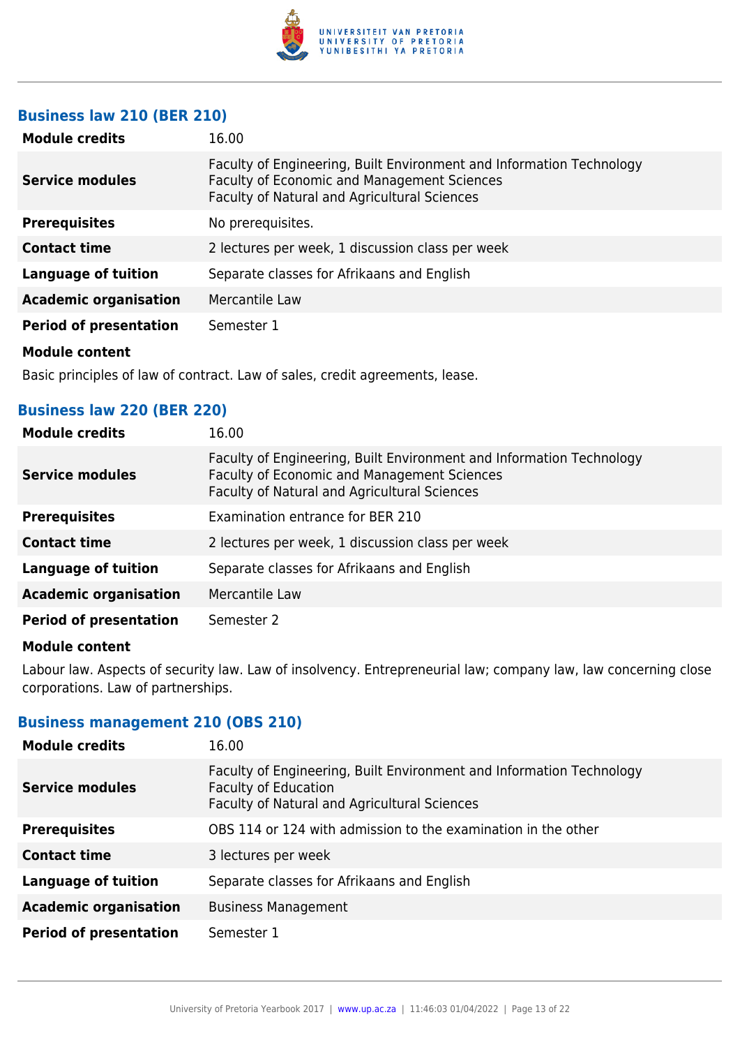### Business law 210 (BER 210)

| | |
|---|---|
| **Module credits** | 16.00 |
| **Service modules** | Faculty of Engineering, Built Environment and Information Technology<br>Faculty of Economic and Management Sciences<br>Faculty of Natural and Agricultural Sciences |
| **Prerequisites** | No prerequisites. |
| **Contact time** | 2 lectures per week, 1 discussion class per week |
| **Language of tuition** | Separate classes for Afrikaans and English |
| **Academic organisation** | Mercantile Law |
| **Period of presentation** | Semester 1 |

**Module content**

Basic principles of law of contract. Law of sales, credit agreements, lease.

### Business law 220 (BER 220)

| | |
|---|---|
| **Module credits** | 16.00 |
| **Service modules** | Faculty of Engineering, Built Environment and Information Technology<br>Faculty of Economic and Management Sciences<br>Faculty of Natural and Agricultural Sciences |
| **Prerequisites** | Examination entrance for BER 210 |
| **Contact time** | 2 lectures per week, 1 discussion class per week |
| **Language of tuition** | Separate classes for Afrikaans and English |
| **Academic organisation** | Mercantile Law |
| **Period of presentation** | Semester 2 |

**Module content**

Labour law. Aspects of security law. Law of insolvency. Entrepreneurial law; company law, law concerning close corporations. Law of partnerships.

### Business management 210 (OBS 210)

| | |
|---|---|
| **Module credits** | 16.00 |
| **Service modules** | Faculty of Engineering, Built Environment and Information Technology<br>Faculty of Education<br>Faculty of Natural and Agricultural Sciences |
| **Prerequisites** | OBS 114 or 124 with admission to the examination in the other |
| **Contact time** | 3 lectures per week |
| **Language of tuition** | Separate classes for Afrikaans and English |
| **Academic organisation** | Business Management |
| **Period of presentation** | Semester 1 |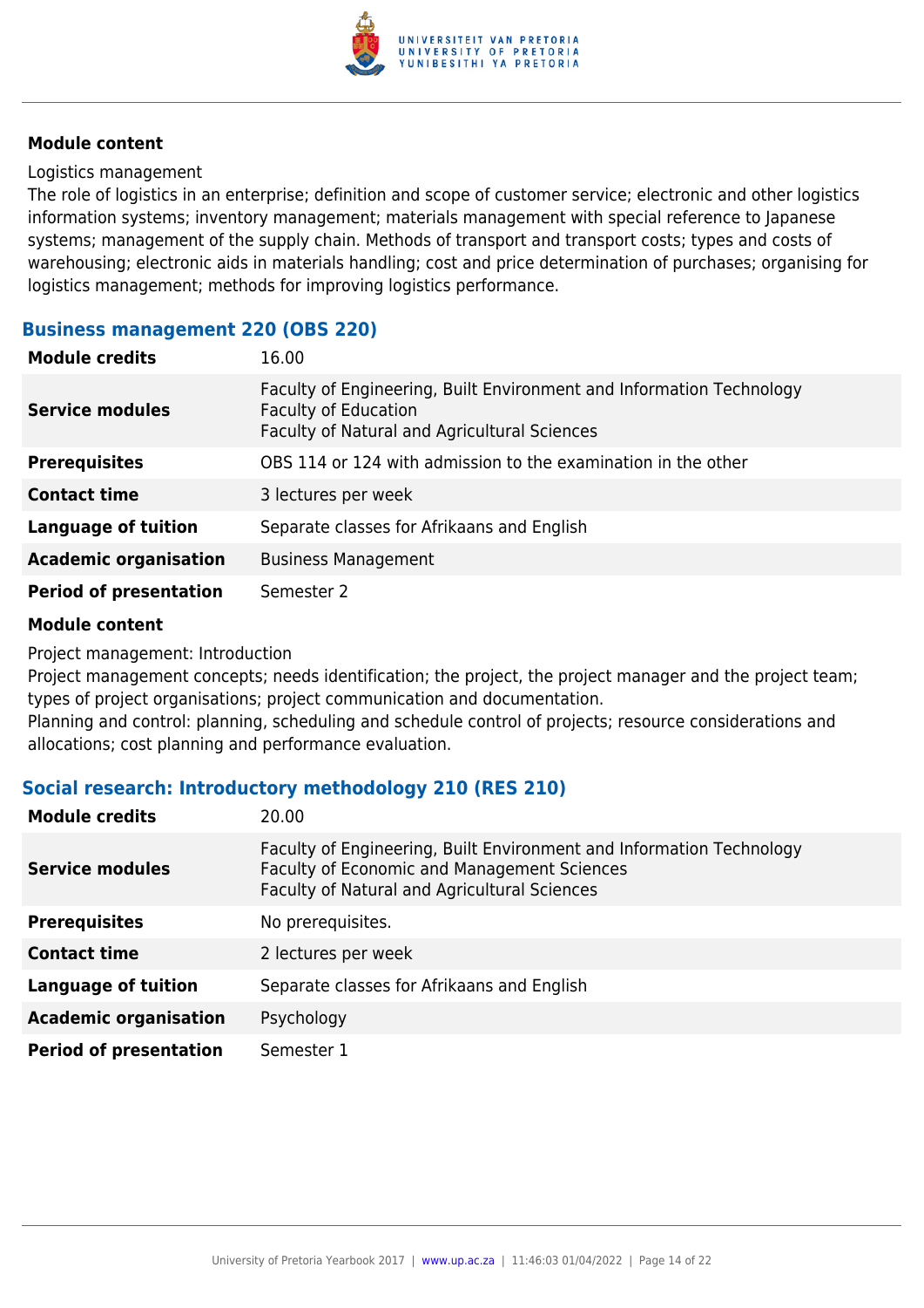#### Module content

Logistics management

The role of logistics in an enterprise; definition and scope of customer service; electronic and other logistics information systems; inventory management; materials management with special reference to Japanese systems; management of the supply chain. Methods of transport and transport costs; types and costs of warehousing; electronic aids in materials handling; cost and price determination of purchases; organising for logistics management; methods for improving logistics performance.

### Business management 220 (OBS 220)

| | |
|---|---|
| **Module credits** | 16.00 |
| **Service modules** | Faculty of Engineering, Built Environment and Information Technology<br>Faculty of Education<br>Faculty of Natural and Agricultural Sciences |
| **Prerequisites** | OBS 114 or 124 with admission to the examination in the other |
| **Contact time** | 3 lectures per week |
| **Language of tuition** | Separate classes for Afrikaans and English |
| **Academic organisation** | Business Management |
| **Period of presentation** | Semester 2 |

#### Module content

Project management: Introduction

Project management concepts; needs identification; the project, the project manager and the project team; types of project organisations; project communication and documentation.

Planning and control: planning, scheduling and schedule control of projects; resource considerations and allocations; cost planning and performance evaluation.

### Social research: Introductory methodology 210 (RES 210)

| | |
|---|---|
| **Module credits** | 20.00 |
| **Service modules** | Faculty of Engineering, Built Environment and Information Technology<br>Faculty of Economic and Management Sciences<br>Faculty of Natural and Agricultural Sciences |
| **Prerequisites** | No prerequisites. |
| **Contact time** | 2 lectures per week |
| **Language of tuition** | Separate classes for Afrikaans and English |
| **Academic organisation** | Psychology |
| **Period of presentation** | Semester 1 |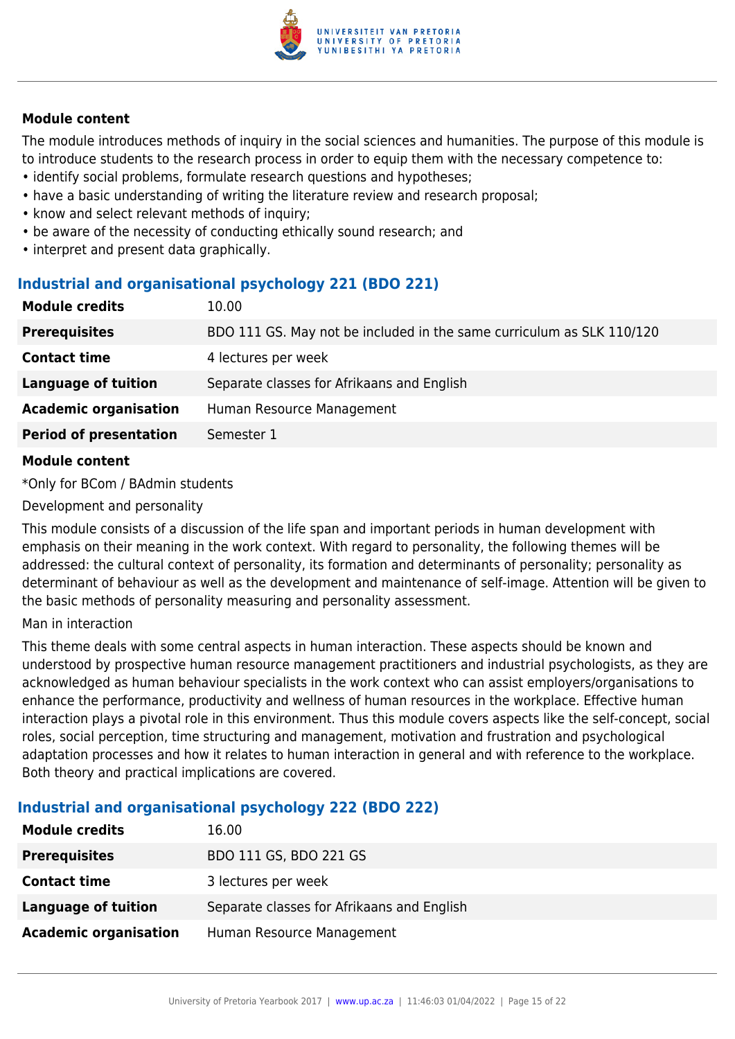### Module content

The module introduces methods of inquiry in the social sciences and humanities. The purpose of this module is to introduce students to the research process in order to equip them with the necessary competence to:

- identify social problems, formulate research questions and hypotheses;
- have a basic understanding of writing the literature review and research proposal;
- know and select relevant methods of inquiry;
- be aware of the necessity of conducting ethically sound research; and
- interpret and present data graphically.

## Industrial and organisational psychology 221 (BDO 221)

| | |
|---|---|
| **Module credits** | 10.00 |
| **Prerequisites** | BDO 111 GS. May not be included in the same curriculum as SLK 110/120 |
| **Contact time** | 4 lectures per week |
| **Language of tuition** | Separate classes for Afrikaans and English |
| **Academic organisation** | Human Resource Management |
| **Period of presentation** | Semester 1 |

### Module content

*Only for BCom / BAdmin students

Development and personality

This module consists of a discussion of the life span and important periods in human development with emphasis on their meaning in the work context. With regard to personality, the following themes will be addressed: the cultural context of personality, its formation and determinants of personality; personality as determinant of behaviour as well as the development and maintenance of self-image. Attention will be given to the basic methods of personality measuring and personality assessment.

Man in interaction

This theme deals with some central aspects in human interaction. These aspects should be known and understood by prospective human resource management practitioners and industrial psychologists, as they are acknowledged as human behaviour specialists in the work context who can assist employers/organisations to enhance the performance, productivity and wellness of human resources in the workplace. Effective human interaction plays a pivotal role in this environment. Thus this module covers aspects like the self-concept, social roles, social perception, time structuring and management, motivation and frustration and psychological adaptation processes and how it relates to human interaction in general and with reference to the workplace. Both theory and practical implications are covered.

## Industrial and organisational psychology 222 (BDO 222)

| | |
|---|---|
| **Module credits** | 16.00 |
| **Prerequisites** | BDO 111 GS, BDO 221 GS |
| **Contact time** | 3 lectures per week |
| **Language of tuition** | Separate classes for Afrikaans and English |
| **Academic organisation** | Human Resource Management |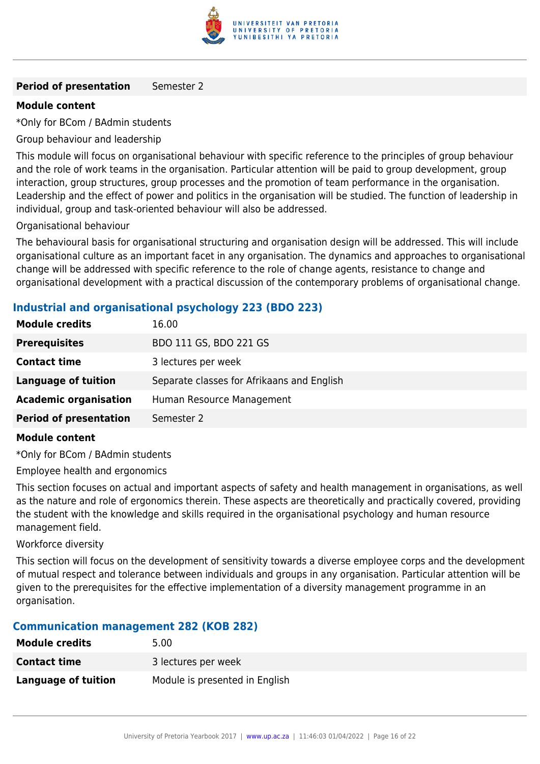| | |
|---|---|
| **Period of presentation** | Semester 2 |

**Module content**

*Only for BCom / BAdmin students

Group behaviour and leadership

This module will focus on organisational behaviour with specific reference to the principles of group behaviour and the role of work teams in the organisation. Particular attention will be paid to group development, group interaction, group structures, group processes and the promotion of team performance in the organisation. Leadership and the effect of power and politics in the organisation will be studied. The function of leadership in individual, group and task-oriented behaviour will also be addressed.

Organisational behaviour

The behavioural basis for organisational structuring and organisation design will be addressed. This will include organisational culture as an important facet in any organisation. The dynamics and approaches to organisational change will be addressed with specific reference to the role of change agents, resistance to change and organisational development with a practical discussion of the contemporary problems of organisational change.

### Industrial and organisational psychology 223 (BDO 223)

| | |
|---|---|
| **Module credits** | 16.00 |
| **Prerequisites** | BDO 111 GS, BDO 221 GS |
| **Contact time** | 3 lectures per week |
| **Language of tuition** | Separate classes for Afrikaans and English |
| **Academic organisation** | Human Resource Management |
| **Period of presentation** | Semester 2 |

**Module content**

*Only for BCom / BAdmin students

Employee health and ergonomics

This section focuses on actual and important aspects of safety and health management in organisations, as well as the nature and role of ergonomics therein. These aspects are theoretically and practically covered, providing the student with the knowledge and skills required in the organisational psychology and human resource management field.

Workforce diversity

This section will focus on the development of sensitivity towards a diverse employee corps and the development of mutual respect and tolerance between individuals and groups in any organisation. Particular attention will be given to the prerequisites for the effective implementation of a diversity management programme in an organisation.

### Communication management 282 (KOB 282)

| | |
|---|---|
| **Module credits** | 5.00 |
| **Contact time** | 3 lectures per week |
| **Language of tuition** | Module is presented in English |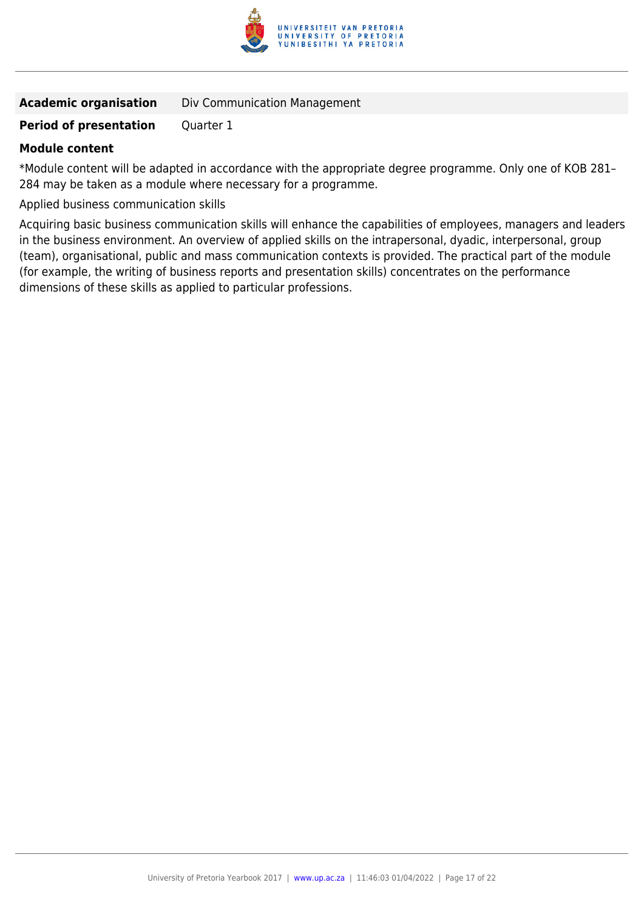| **Academic organisation** | Div Communication Management |
| --- | --- |
| **Period of presentation** | Quarter 1 |

**Module content**

*Module content will be adapted in accordance with the appropriate degree programme. Only one of KOB 281–284 may be taken as a module where necessary for a programme.

Applied business communication skills

Acquiring basic business communication skills will enhance the capabilities of employees, managers and leaders in the business environment. An overview of applied skills on the intrapersonal, dyadic, interpersonal, group (team), organisational, public and mass communication contexts is provided. The practical part of the module (for example, the writing of business reports and presentation skills) concentrates on the performance dimensions of these skills as applied to particular professions.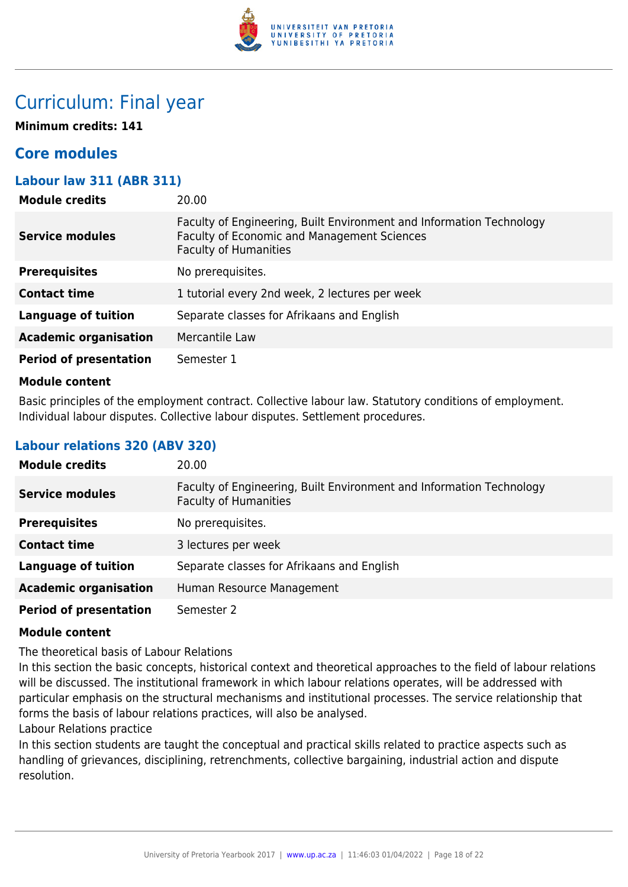# Curriculum: Final year

**Minimum credits: 141**

## Core modules

### Labour law 311 (ABR 311)

| | |
|---|---|
| **Module credits** | 20.00 |
| **Service modules** | Faculty of Engineering, Built Environment and Information Technology<br>Faculty of Economic and Management Sciences<br>Faculty of Humanities |
| **Prerequisites** | No prerequisites. |
| **Contact time** | 1 tutorial every 2nd week, 2 lectures per week |
| **Language of tuition** | Separate classes for Afrikaans and English |
| **Academic organisation** | Mercantile Law |
| **Period of presentation** | Semester 1 |

**Module content**

Basic principles of the employment contract. Collective labour law. Statutory conditions of employment. Individual labour disputes. Collective labour disputes. Settlement procedures.

### Labour relations 320 (ABV 320)

| | |
|---|---|
| **Module credits** | 20.00 |
| **Service modules** | Faculty of Engineering, Built Environment and Information Technology<br>Faculty of Humanities |
| **Prerequisites** | No prerequisites. |
| **Contact time** | 3 lectures per week |
| **Language of tuition** | Separate classes for Afrikaans and English |
| **Academic organisation** | Human Resource Management |
| **Period of presentation** | Semester 2 |

**Module content**

The theoretical basis of Labour Relations

In this section the basic concepts, historical context and theoretical approaches to the field of labour relations will be discussed. The institutional framework in which labour relations operates, will be addressed with particular emphasis on the structural mechanisms and institutional processes. The service relationship that forms the basis of labour relations practices, will also be analysed.

Labour Relations practice

In this section students are taught the conceptual and practical skills related to practice aspects such as handling of grievances, disciplining, retrenchments, collective bargaining, industrial action and dispute resolution.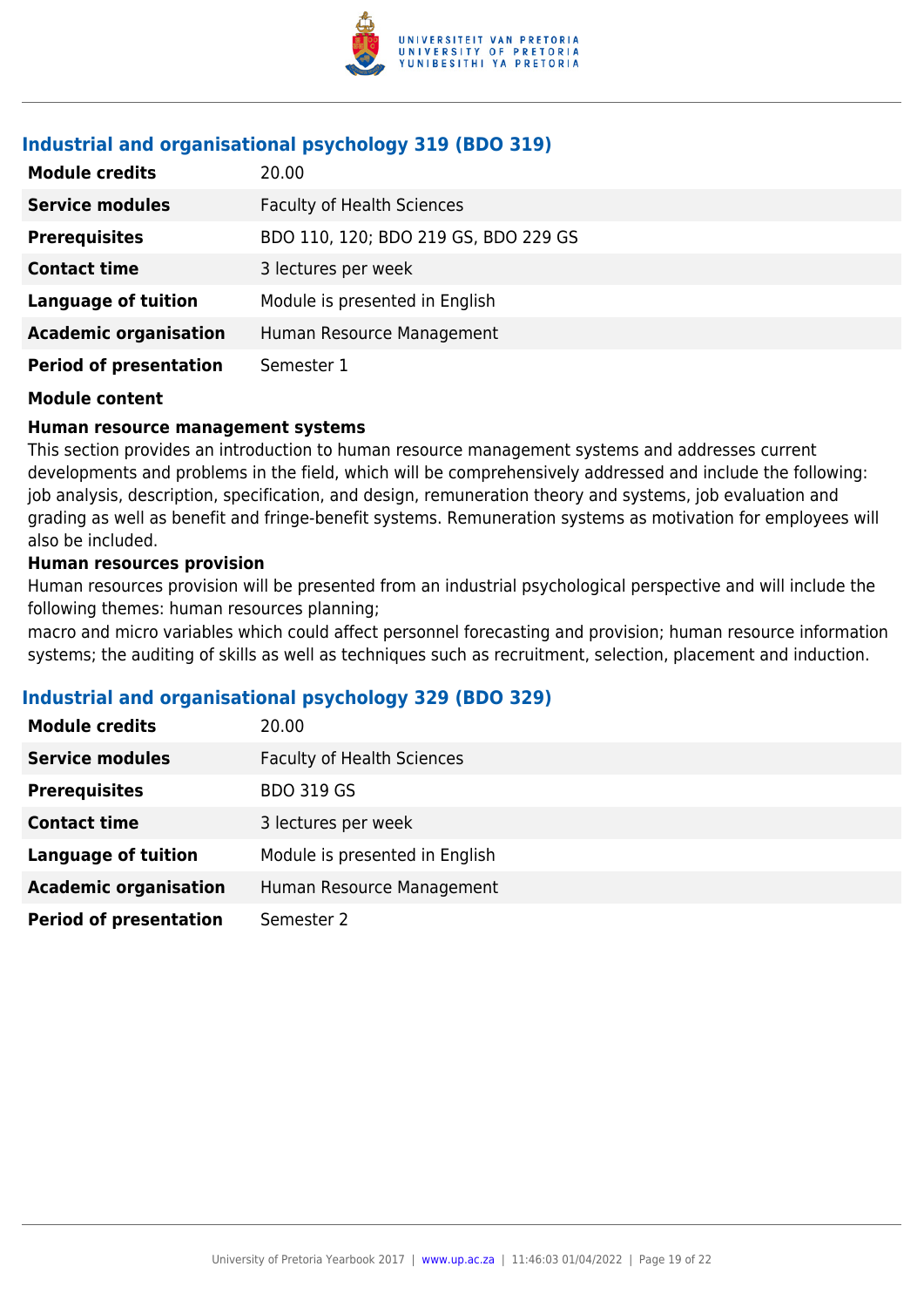## Industrial and organisational psychology 319 (BDO 319)

| | |
|---|---|
| **Module credits** | 20.00 |
| **Service modules** | Faculty of Health Sciences |
| **Prerequisites** | BDO 110, 120; BDO 219 GS, BDO 229 GS |
| **Contact time** | 3 lectures per week |
| **Language of tuition** | Module is presented in English |
| **Academic organisation** | Human Resource Management |
| **Period of presentation** | Semester 1 |

**Module content**

**Human resource management systems**

This section provides an introduction to human resource management systems and addresses current developments and problems in the field, which will be comprehensively addressed and include the following: job analysis, description, specification, and design, remuneration theory and systems, job evaluation and grading as well as benefit and fringe-benefit systems. Remuneration systems as motivation for employees will also be included.

**Human resources provision**

Human resources provision will be presented from an industrial psychological perspective and will include the following themes: human resources planning;

macro and micro variables which could affect personnel forecasting and provision; human resource information systems; the auditing of skills as well as techniques such as recruitment, selection, placement and induction.

## Industrial and organisational psychology 329 (BDO 329)

| | |
|---|---|
| **Module credits** | 20.00 |
| **Service modules** | Faculty of Health Sciences |
| **Prerequisites** | BDO 319 GS |
| **Contact time** | 3 lectures per week |
| **Language of tuition** | Module is presented in English |
| **Academic organisation** | Human Resource Management |
| **Period of presentation** | Semester 2 |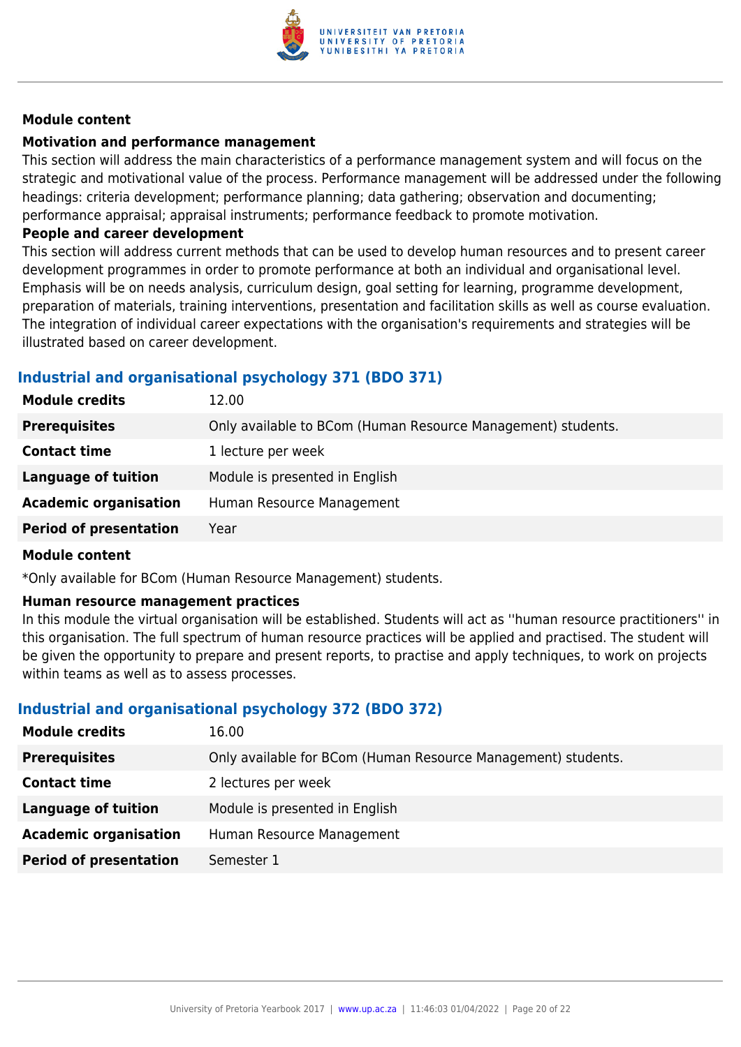**Module content**

**Motivation and performance management**

This section will address the main characteristics of a performance management system and will focus on the strategic and motivational value of the process. Performance management will be addressed under the following headings: criteria development; performance planning; data gathering; observation and documenting; performance appraisal; appraisal instruments; performance feedback to promote motivation.

**People and career development**

This section will address current methods that can be used to develop human resources and to present career development programmes in order to promote performance at both an individual and organisational level. Emphasis will be on needs analysis, curriculum design, goal setting for learning, programme development, preparation of materials, training interventions, presentation and facilitation skills as well as course evaluation. The integration of individual career expectations with the organisation's requirements and strategies will be illustrated based on career development.

### Industrial and organisational psychology 371 (BDO 371)

| | |
|---|---|
| **Module credits** | 12.00 |
| **Prerequisites** | Only available to BCom (Human Resource Management) students. |
| **Contact time** | 1 lecture per week |
| **Language of tuition** | Module is presented in English |
| **Academic organisation** | Human Resource Management |
| **Period of presentation** | Year |

**Module content**

*Only available for BCom (Human Resource Management) students.

**Human resource management practices**

In this module the virtual organisation will be established. Students will act as ''human resource practitioners'' in this organisation. The full spectrum of human resource practices will be applied and practised. The student will be given the opportunity to prepare and present reports, to practise and apply techniques, to work on projects within teams as well as to assess processes.

### Industrial and organisational psychology 372 (BDO 372)

| | |
|---|---|
| **Module credits** | 16.00 |
| **Prerequisites** | Only available for BCom (Human Resource Management) students. |
| **Contact time** | 2 lectures per week |
| **Language of tuition** | Module is presented in English |
| **Academic organisation** | Human Resource Management |
| **Period of presentation** | Semester 1 |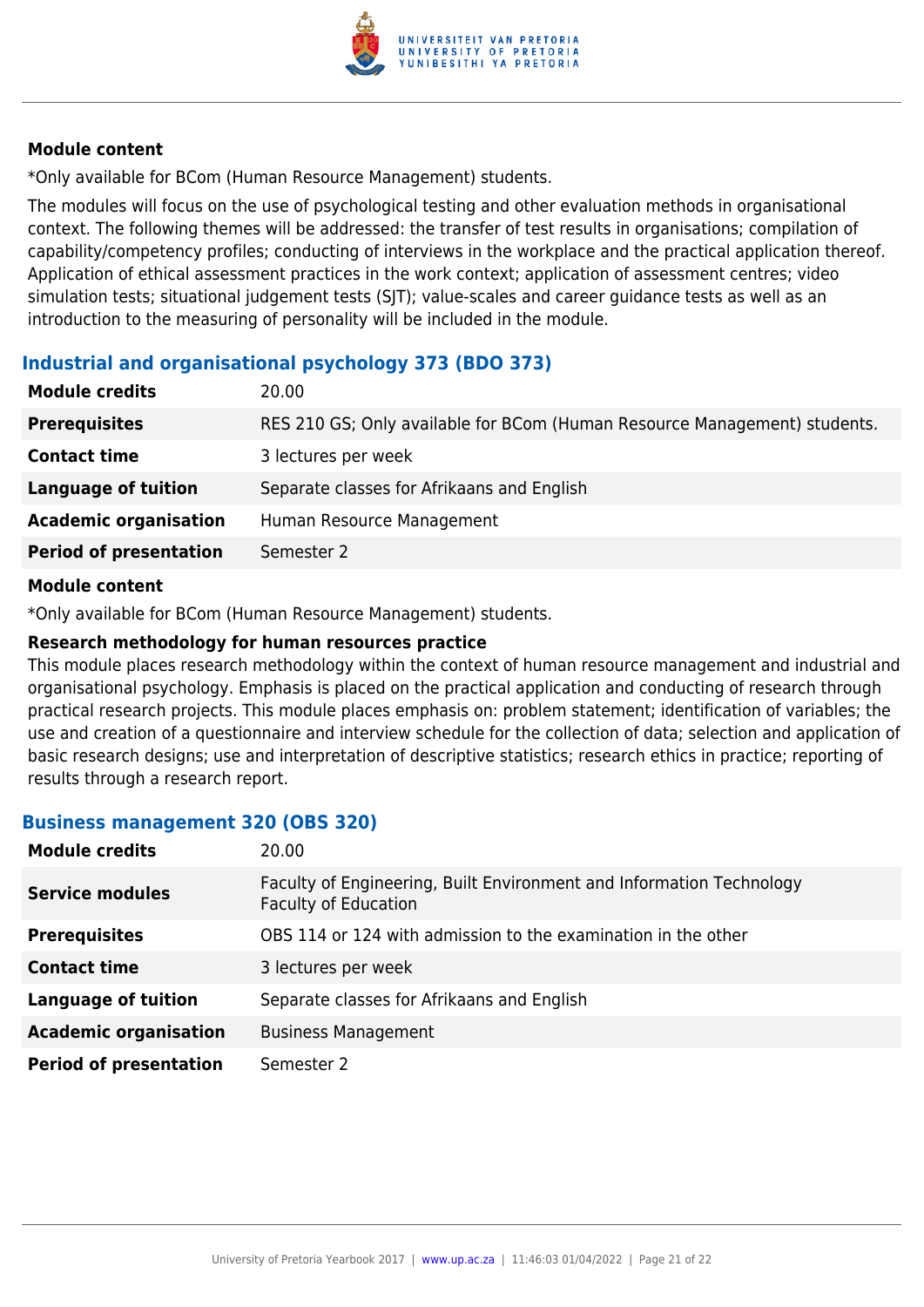**Module content**

*Only available for BCom (Human Resource Management) students.

The modules will focus on the use of psychological testing and other evaluation methods in organisational context. The following themes will be addressed: the transfer of test results in organisations; compilation of capability/competency profiles; conducting of interviews in the workplace and the practical application thereof. Application of ethical assessment practices in the work context; application of assessment centres; video simulation tests; situational judgement tests (SJT); value-scales and career guidance tests as well as an introduction to the measuring of personality will be included in the module.

### Industrial and organisational psychology 373 (BDO 373)

| **Module credits** | 20.00 |
|---|---|
| **Prerequisites** | RES 210 GS; Only available for BCom (Human Resource Management) students. |
| **Contact time** | 3 lectures per week |
| **Language of tuition** | Separate classes for Afrikaans and English |
| **Academic organisation** | Human Resource Management |
| **Period of presentation** | Semester 2 |

**Module content**

*Only available for BCom (Human Resource Management) students.

**Research methodology for human resources practice**

This module places research methodology within the context of human resource management and industrial and organisational psychology. Emphasis is placed on the practical application and conducting of research through practical research projects. This module places emphasis on: problem statement; identification of variables; the use and creation of a questionnaire and interview schedule for the collection of data; selection and application of basic research designs; use and interpretation of descriptive statistics; research ethics in practice; reporting of results through a research report.

### Business management 320 (OBS 320)

| **Module credits** | 20.00 |
|---|---|
| **Service modules** | Faculty of Engineering, Built Environment and Information Technology<br>Faculty of Education |
| **Prerequisites** | OBS 114 or 124 with admission to the examination in the other |
| **Contact time** | 3 lectures per week |
| **Language of tuition** | Separate classes for Afrikaans and English |
| **Academic organisation** | Business Management |
| **Period of presentation** | Semester 2 |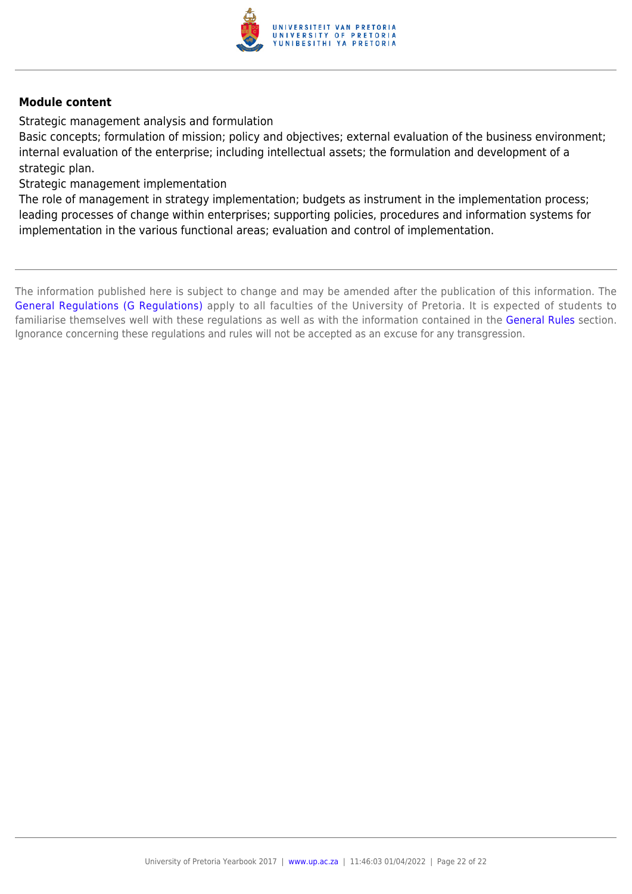**Module content**

Strategic management analysis and formulation

Basic concepts; formulation of mission; policy and objectives; external evaluation of the business environment; internal evaluation of the enterprise; including intellectual assets; the formulation and development of a strategic plan.

Strategic management implementation

The role of management in strategy implementation; budgets as instrument in the implementation process; leading processes of change within enterprises; supporting policies, procedures and information systems for implementation in the various functional areas; evaluation and control of implementation.

---

The information published here is subject to change and may be amended after the publication of this information. The General Regulations (G Regulations) apply to all faculties of the University of Pretoria. It is expected of students to familiarise themselves well with these regulations as well as with the information contained in the General Rules section. Ignorance concerning these regulations and rules will not be accepted as an excuse for any transgression.